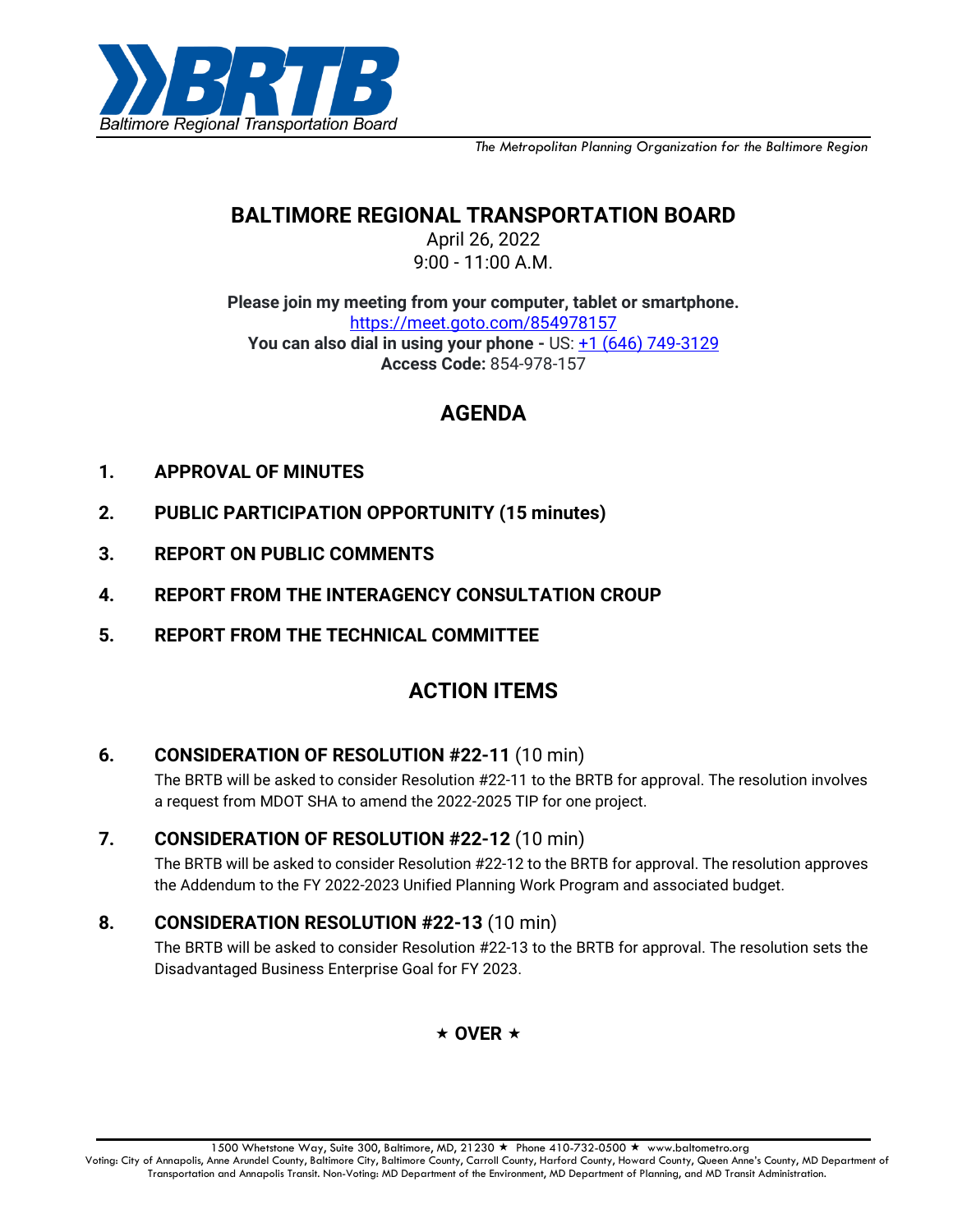**BRTB**
*Baltimore Regional Transportation Board*

*The Metropolitan Planning Organization for the Baltimore Region*

# BALTIMORE REGIONAL TRANSPORTATION BOARD

April 26, 2022
9:00 - 11:00 A.M.

**Please join my meeting from your computer, tablet or smartphone.**
https://meet.goto.com/854978157
**You can also dial in using your phone -** US: +1 (646) 749-3129
**Access Code:** 854-978-157

## AGENDA

1. **APPROVAL OF MINUTES**
2. **PUBLIC PARTICIPATION OPPORTUNITY (15 minutes)**
3. **REPORT ON PUBLIC COMMENTS**
4. **REPORT FROM THE INTERAGENCY CONSULTATION CROUP**
5. **REPORT FROM THE TECHNICAL COMMITTEE**

## ACTION ITEMS

6. **CONSIDERATION OF RESOLUTION #22-11** (10 min)
   The BRTB will be asked to consider Resolution #22-11 to the BRTB for approval. The resolution involves a request from MDOT SHA to amend the 2022-2025 TIP for one project.

7. **CONSIDERATION OF RESOLUTION #22-12** (10 min)
   The BRTB will be asked to consider Resolution #22-12 to the BRTB for approval. The resolution approves the Addendum to the FY 2022-2023 Unified Planning Work Program and associated budget.

8. **CONSIDERATION RESOLUTION #22-13** (10 min)
   The BRTB will be asked to consider Resolution #22-13 to the BRTB for approval. The resolution sets the Disadvantaged Business Enterprise Goal for FY 2023.

★ **OVER** ★

1500 Whetstone Way, Suite 300, Baltimore, MD, 21230 ★ Phone 410-732-0500 ★ www.baltometro.org
Voting: City of Annapolis, Anne Arundel County, Baltimore City, Baltimore County, Carroll County, Harford County, Howard County, Queen Anne's County, MD Department of Transportation and Annapolis Transit. Non-Voting: MD Department of the Environment, MD Department of Planning, and MD Transit Administration.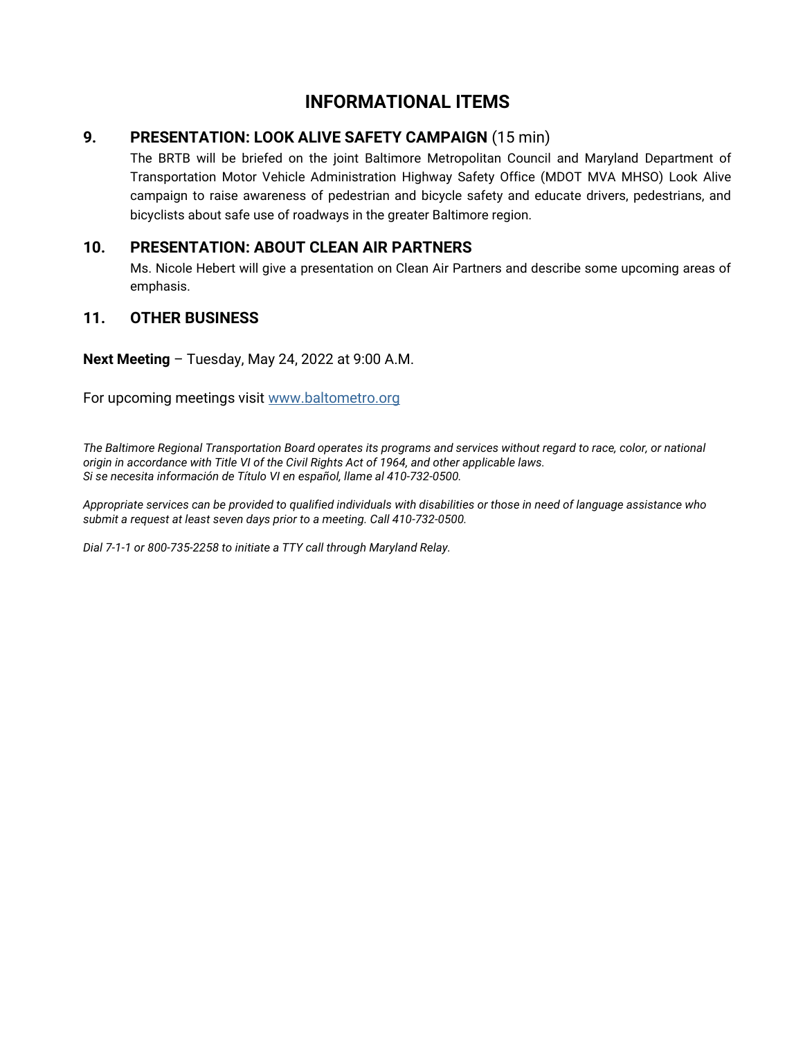## INFORMATIONAL ITEMS

### 9. PRESENTATION: LOOK ALIVE SAFETY CAMPAIGN (15 min)

The BRTB will be briefed on the joint Baltimore Metropolitan Council and Maryland Department of Transportation Motor Vehicle Administration Highway Safety Office (MDOT MVA MHSO) Look Alive campaign to raise awareness of pedestrian and bicycle safety and educate drivers, pedestrians, and bicyclists about safe use of roadways in the greater Baltimore region.

### 10. PRESENTATION: ABOUT CLEAN AIR PARTNERS

Ms. Nicole Hebert will give a presentation on Clean Air Partners and describe some upcoming areas of emphasis.

### 11. OTHER BUSINESS

**Next Meeting** – Tuesday, May 24, 2022 at 9:00 A.M.

For upcoming meetings visit [www.baltometro.org](http://www.baltometro.org)

*The Baltimore Regional Transportation Board operates its programs and services without regard to race, color, or national origin in accordance with Title VI of the Civil Rights Act of 1964, and other applicable laws.*
*Si se necesita información de Título VI en español, llame al 410-732-0500.*

*Appropriate services can be provided to qualified individuals with disabilities or those in need of language assistance who submit a request at least seven days prior to a meeting. Call 410-732-0500.*

*Dial 7-1-1 or 800-735-2258 to initiate a TTY call through Maryland Relay.*